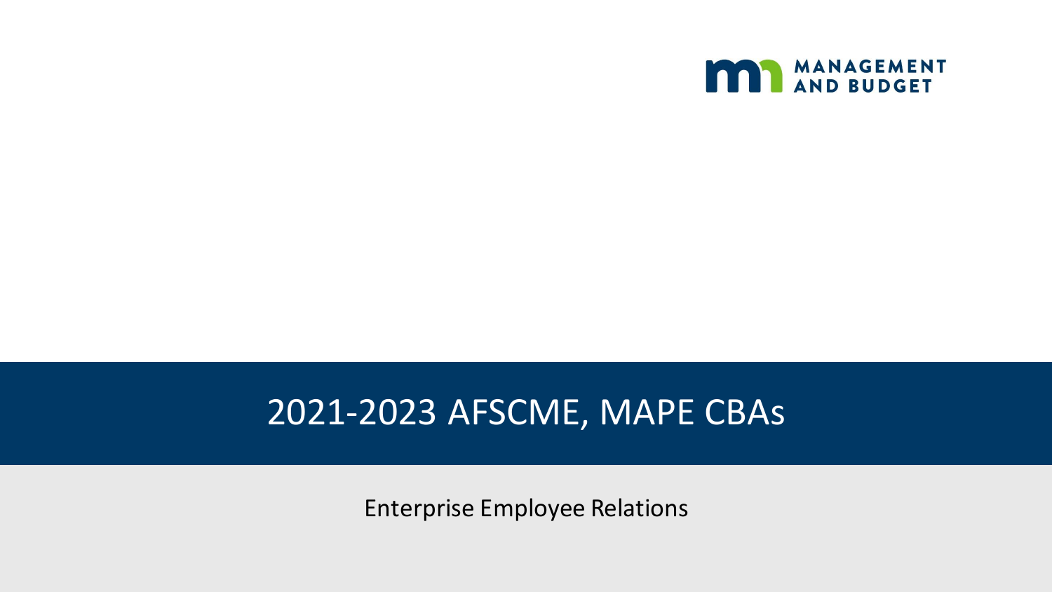MANAGEMENT AND BUDGET

# 2021-2023 AFSCME, MAPE CBAs

Enterprise Employee Relations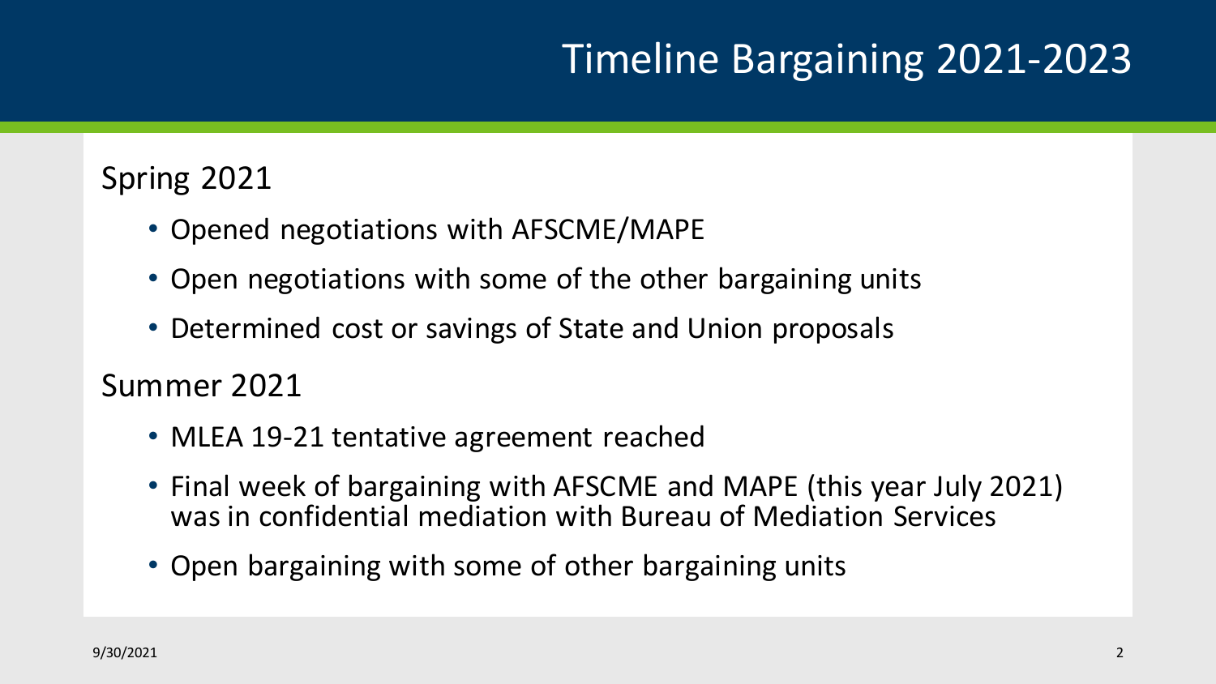# Timeline Bargaining 2021-2023

## Spring 2021

- Opened negotiations with AFSCME/MAPE
- Open negotiations with some of the other bargaining units
- Determined cost or savings of State and Union proposals

## Summer 2021

- MLEA 19-21 tentative agreement reached
- Final week of bargaining with AFSCME and MAPE (this year July 2021) was in confidential mediation with Bureau of Mediation Services
- Open bargaining with some of other bargaining units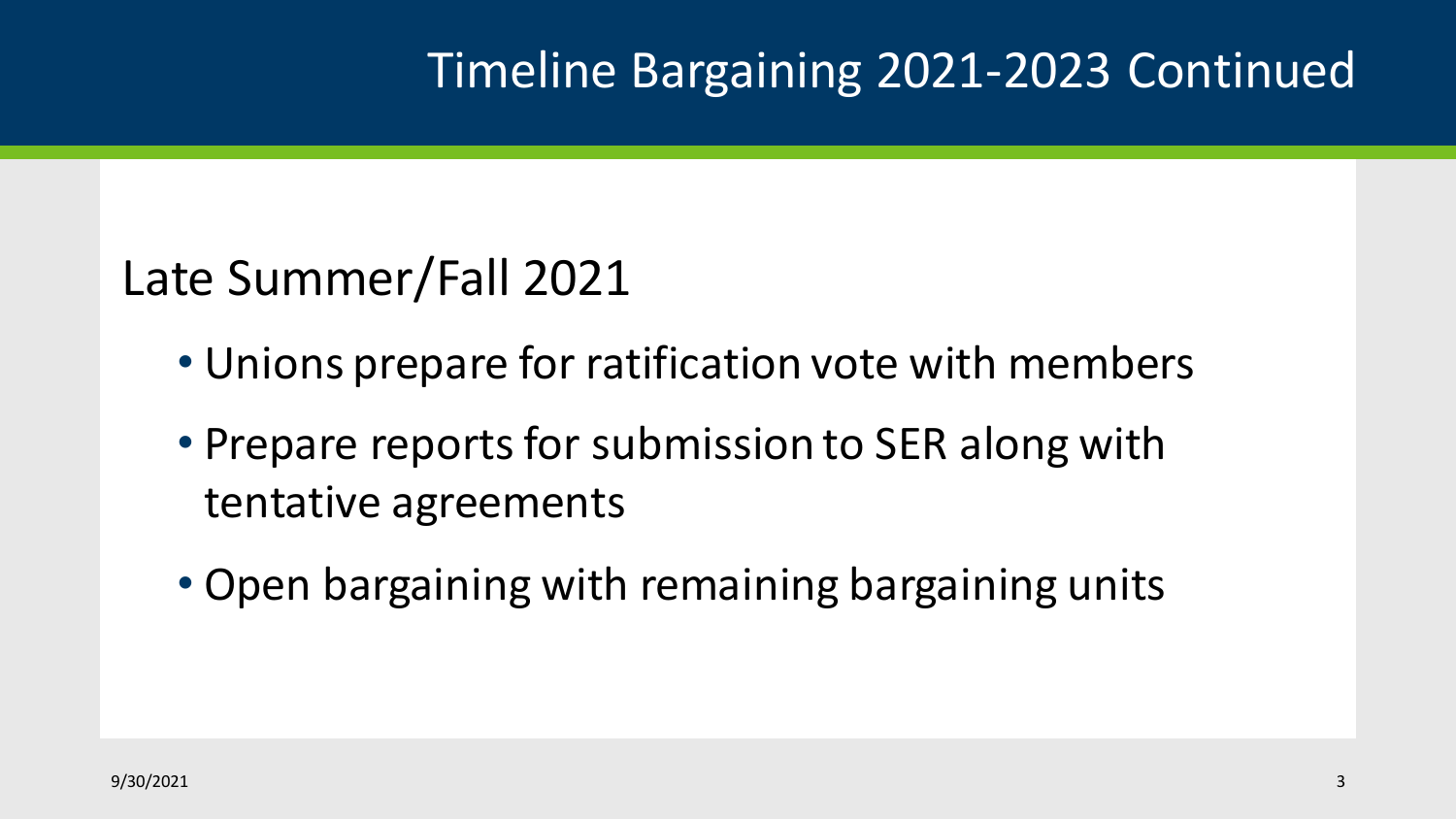# Timeline Bargaining 2021-2023 Continued

## Late Summer/Fall 2021

- Unions prepare for ratification vote with members
- Prepare reports for submission to SER along with tentative agreements
- Open bargaining with remaining bargaining units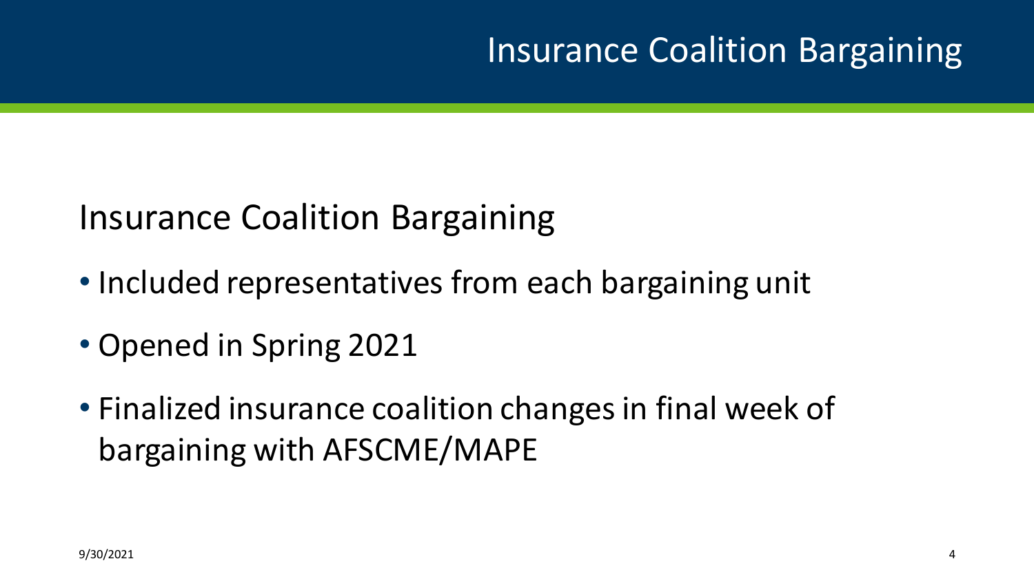# Insurance Coalition Bargaining

## Insurance Coalition Bargaining

- Included representatives from each bargaining unit
- Opened in Spring 2021
- Finalized insurance coalition changes in final week of bargaining with AFSCME/MAPE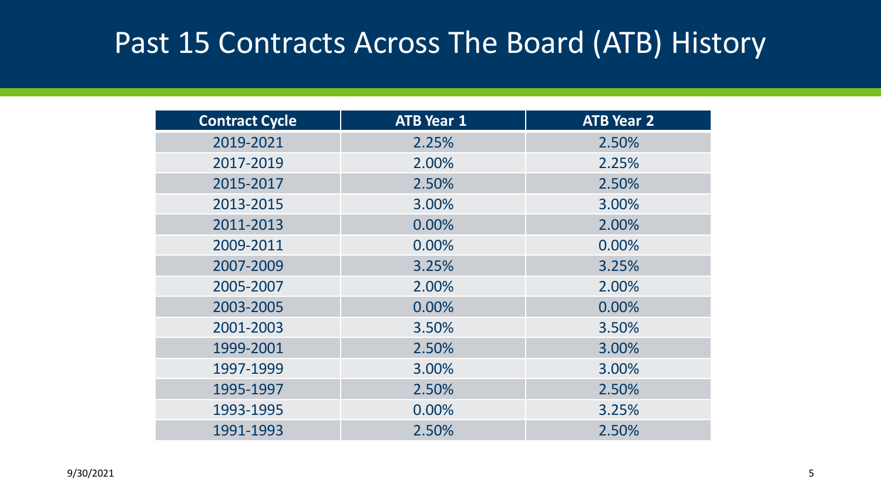# Past 15 Contracts Across The Board (ATB) History

| Contract Cycle | ATB Year 1 | ATB Year 2 |
|---|---|---|
| 2019-2021 | 2.25% | 2.50% |
| 2017-2019 | 2.00% | 2.25% |
| 2015-2017 | 2.50% | 2.50% |
| 2013-2015 | 3.00% | 3.00% |
| 2011-2013 | 0.00% | 2.00% |
| 2009-2011 | 0.00% | 0.00% |
| 2007-2009 | 3.25% | 3.25% |
| 2005-2007 | 2.00% | 2.00% |
| 2003-2005 | 0.00% | 0.00% |
| 2001-2003 | 3.50% | 3.50% |
| 1999-2001 | 2.50% | 3.00% |
| 1997-1999 | 3.00% | 3.00% |
| 1995-1997 | 2.50% | 2.50% |
| 1993-1995 | 0.00% | 3.25% |
| 1991-1993 | 2.50% | 2.50% |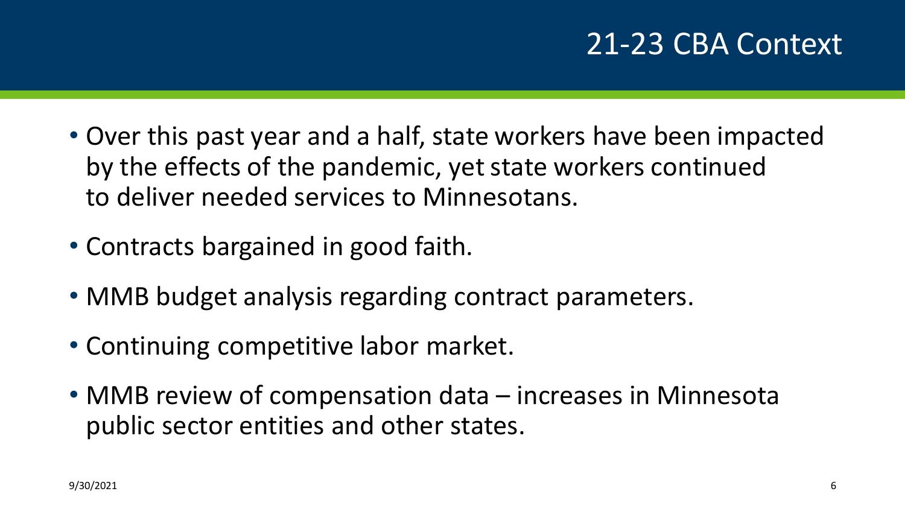# 21-23 CBA Context

- Over this past year and a half, state workers have been impacted by the effects of the pandemic, yet state workers continued to deliver needed services to Minnesotans.
- Contracts bargained in good faith.
- MMB budget analysis regarding contract parameters.
- Continuing competitive labor market.
- MMB review of compensation data – increases in Minnesota public sector entities and other states.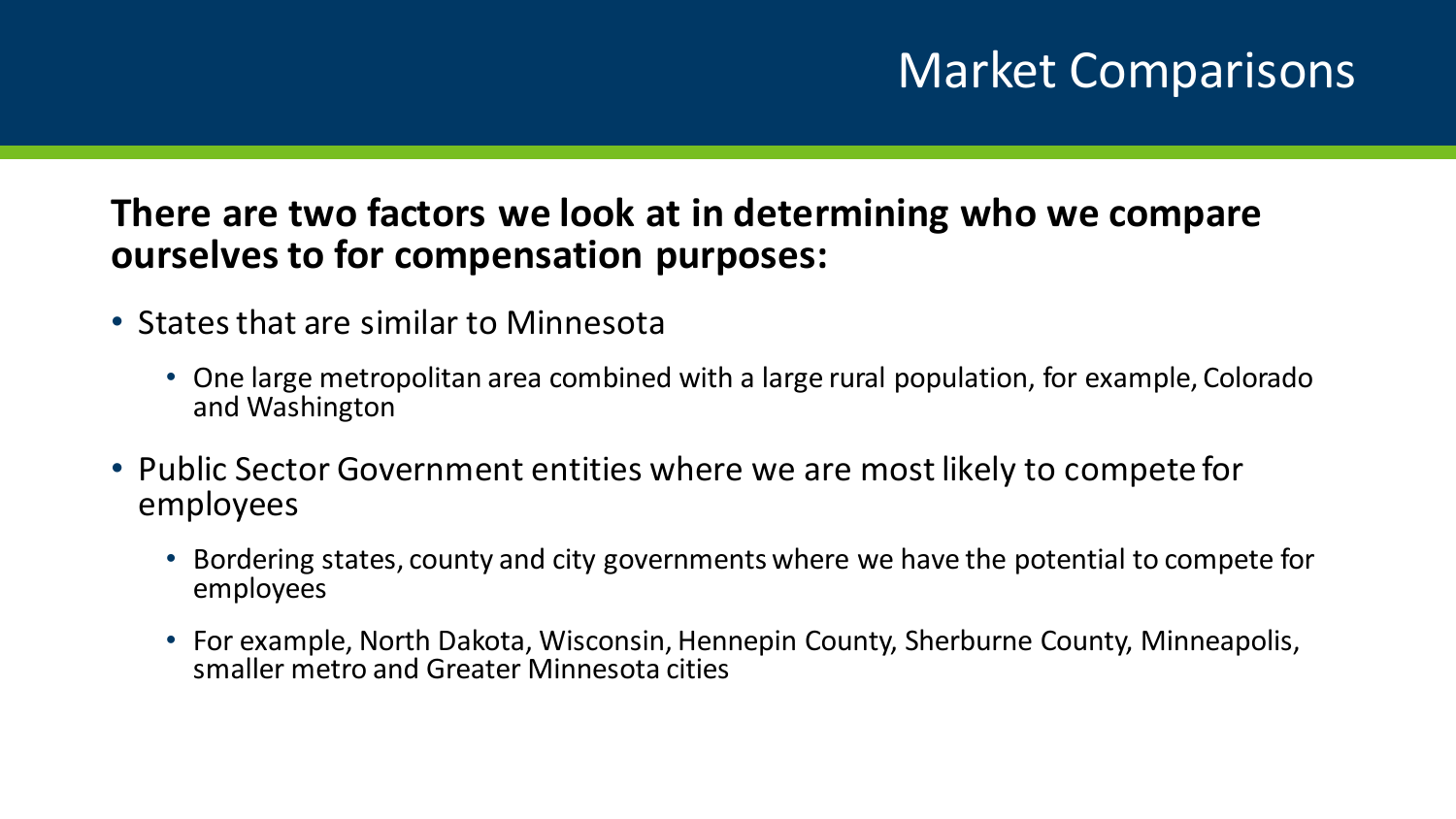# Market Comparisons

**There are two factors we look at in determining who we compare ourselves to for compensation purposes:**

- States that are similar to Minnesota
  - One large metropolitan area combined with a large rural population, for example, Colorado and Washington
- Public Sector Government entities where we are most likely to compete for employees
  - Bordering states, county and city governments where we have the potential to compete for employees
  - For example, North Dakota, Wisconsin, Hennepin County, Sherburne County, Minneapolis, smaller metro and Greater Minnesota cities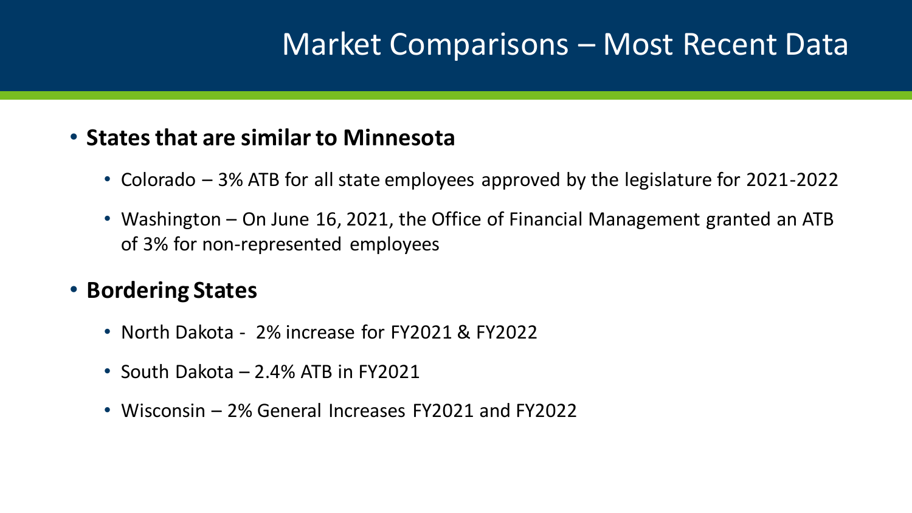# Market Comparisons – Most Recent Data

- **States that are similar to Minnesota**
  - Colorado – 3% ATB for all state employees approved by the legislature for 2021-2022
  - Washington – On June 16, 2021, the Office of Financial Management granted an ATB of 3% for non-represented employees
- **Bordering States**
  - North Dakota - 2% increase for FY2021 & FY2022
  - South Dakota – 2.4% ATB in FY2021
  - Wisconsin – 2% General Increases FY2021 and FY2022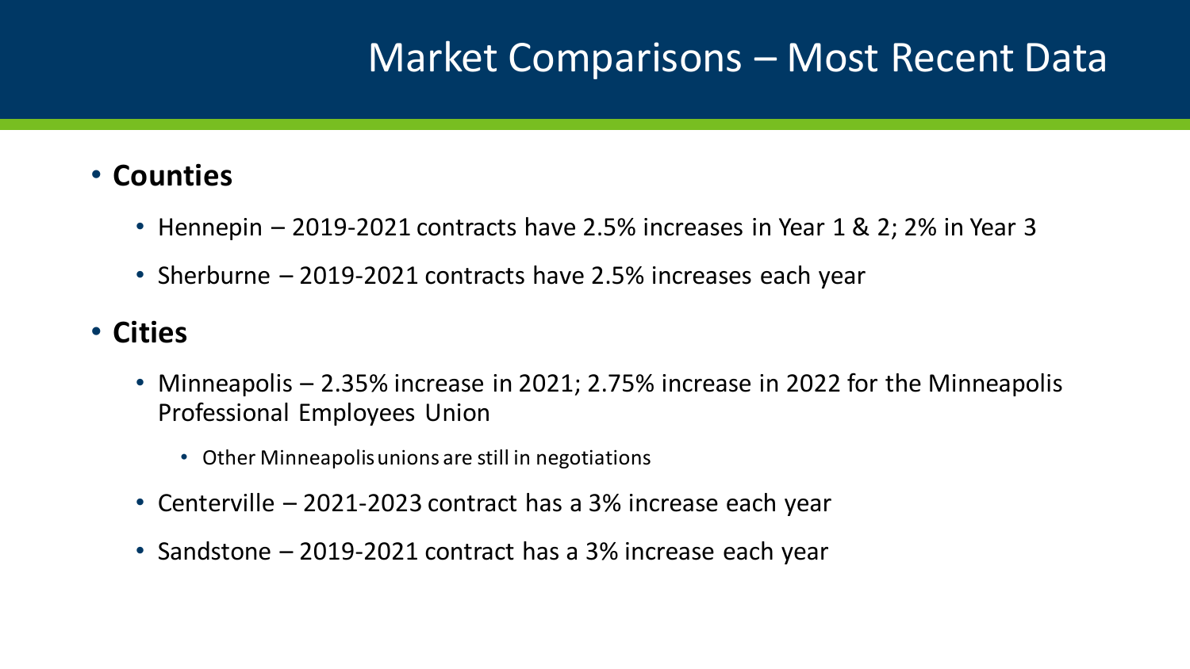# Market Comparisons – Most Recent Data

- **Counties**
  - Hennepin – 2019-2021 contracts have 2.5% increases in Year 1 & 2; 2% in Year 3
  - Sherburne – 2019-2021 contracts have 2.5% increases each year
- **Cities**
  - Minneapolis – 2.35% increase in 2021; 2.75% increase in 2022 for the Minneapolis Professional Employees Union
    - Other Minneapolis unions are still in negotiations
  - Centerville – 2021-2023 contract has a 3% increase each year
  - Sandstone – 2019-2021 contract has a 3% increase each year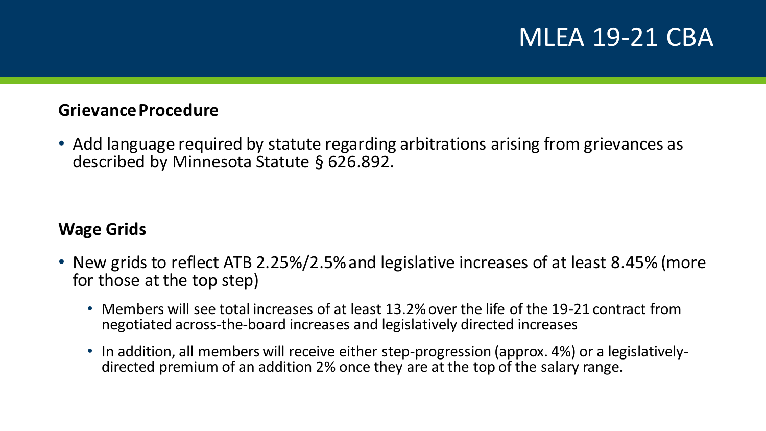# MLEA 19-21 CBA

## Grievance Procedure

- Add language required by statute regarding arbitrations arising from grievances as described by Minnesota Statute § 626.892.

## Wage Grids

- New grids to reflect ATB 2.25%/2.5% and legislative increases of at least 8.45% (more for those at the top step)
  - Members will see total increases of at least 13.2% over the life of the 19-21 contract from negotiated across-the-board increases and legislatively directed increases
  - In addition, all members will receive either step-progression (approx. 4%) or a legislatively-directed premium of an addition 2% once they are at the top of the salary range.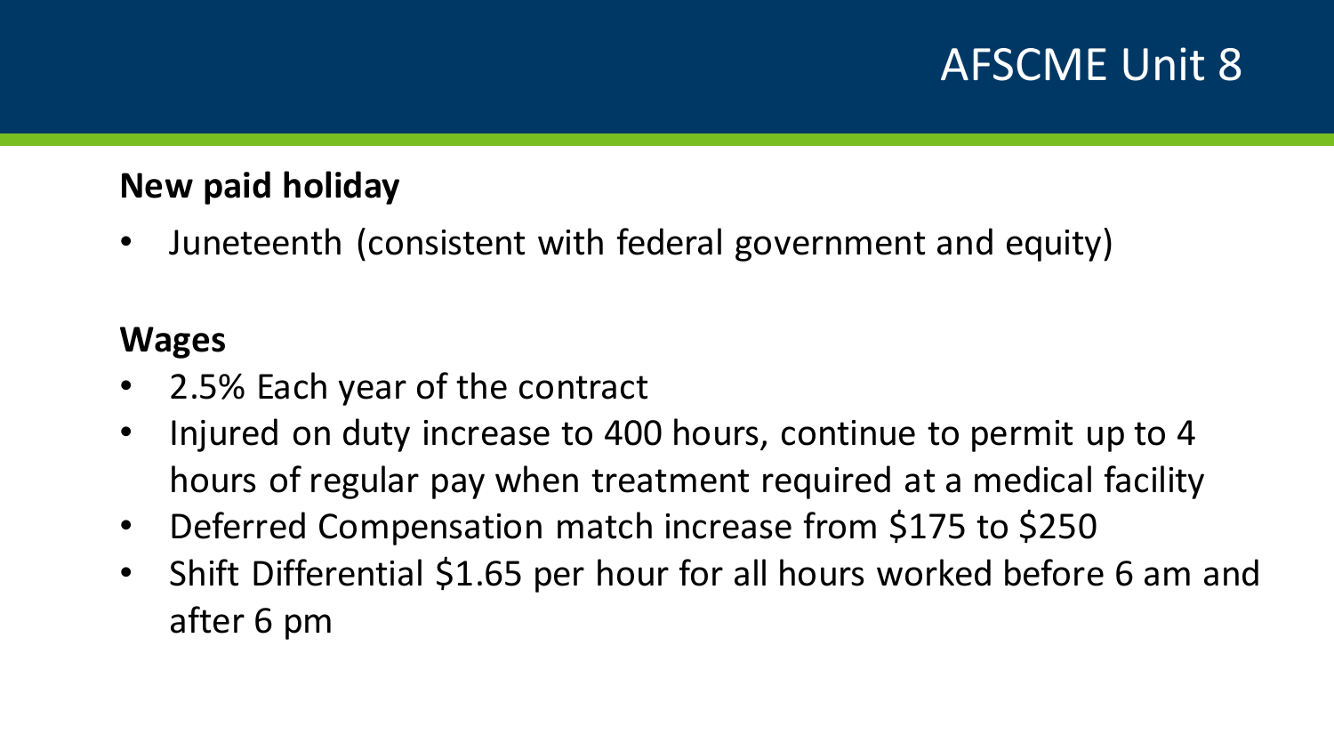# AFSCME Unit 8

**New paid holiday**

- Juneteenth (consistent with federal government and equity)

**Wages**

- 2.5% Each year of the contract
- Injured on duty increase to 400 hours, continue to permit up to 4 hours of regular pay when treatment required at a medical facility
- Deferred Compensation match increase from $175 to $250
- Shift Differential $1.65 per hour for all hours worked before 6 am and after 6 pm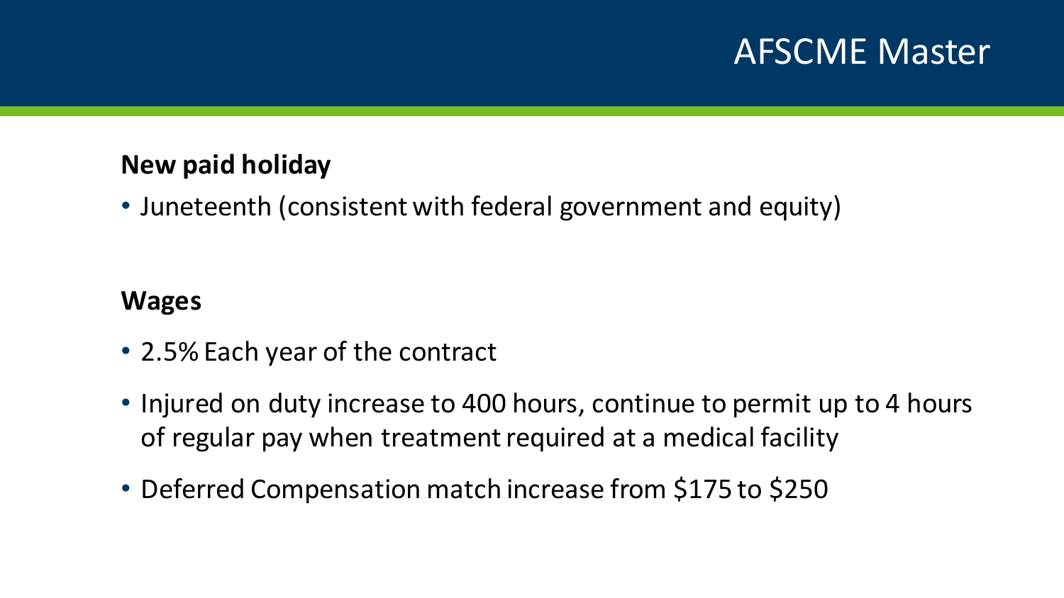# AFSCME Master

**New paid holiday**

- Juneteenth (consistent with federal government and equity)

**Wages**

- 2.5% Each year of the contract
- Injured on duty increase to 400 hours, continue to permit up to 4 hours of regular pay when treatment required at a medical facility
- Deferred Compensation match increase from $175 to $250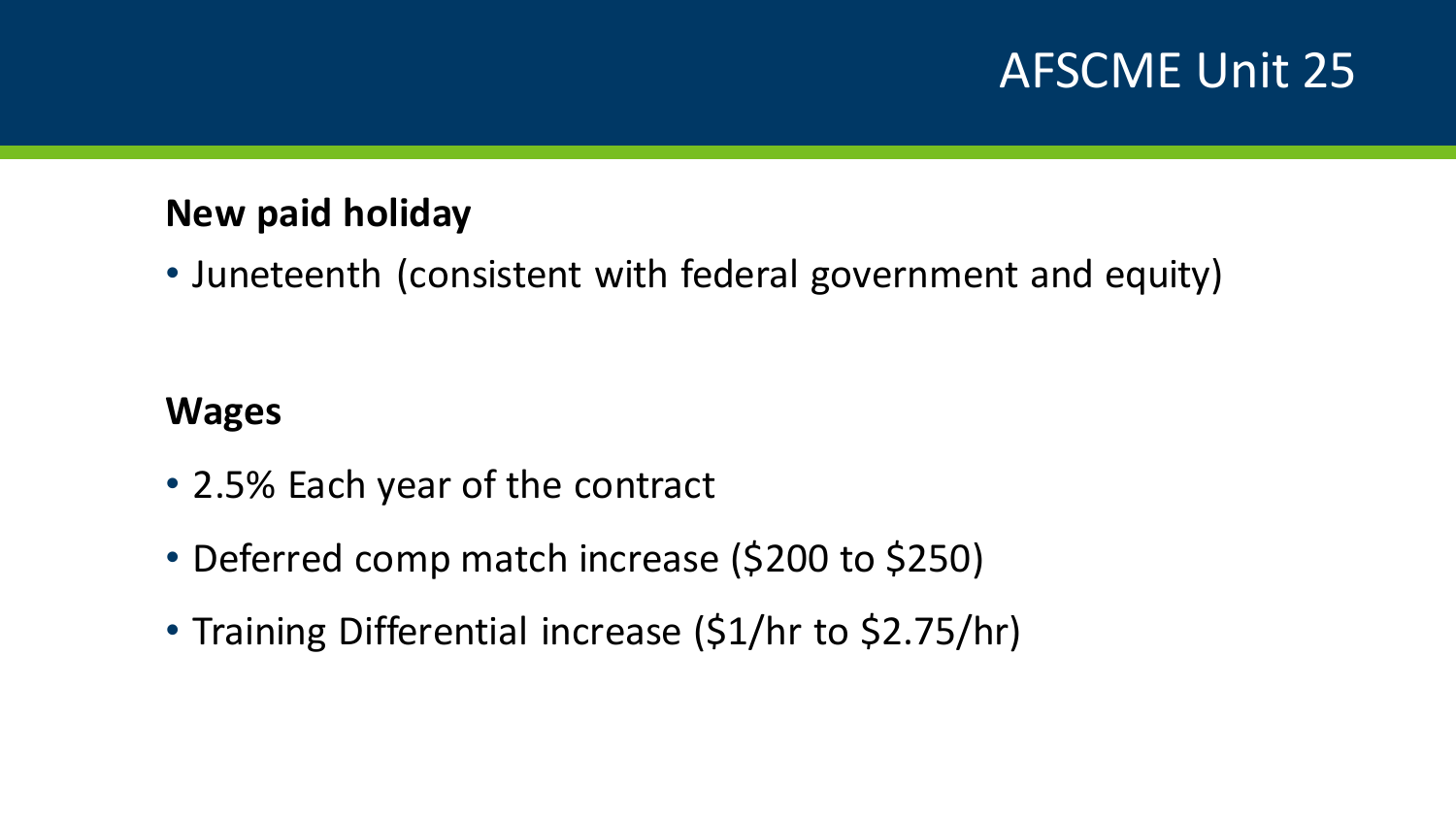# AFSCME Unit 25

**New paid holiday**

- Juneteenth (consistent with federal government and equity)

**Wages**

- 2.5% Each year of the contract
- Deferred comp match increase ($200 to $250)
- Training Differential increase ($1/hr to $2.75/hr)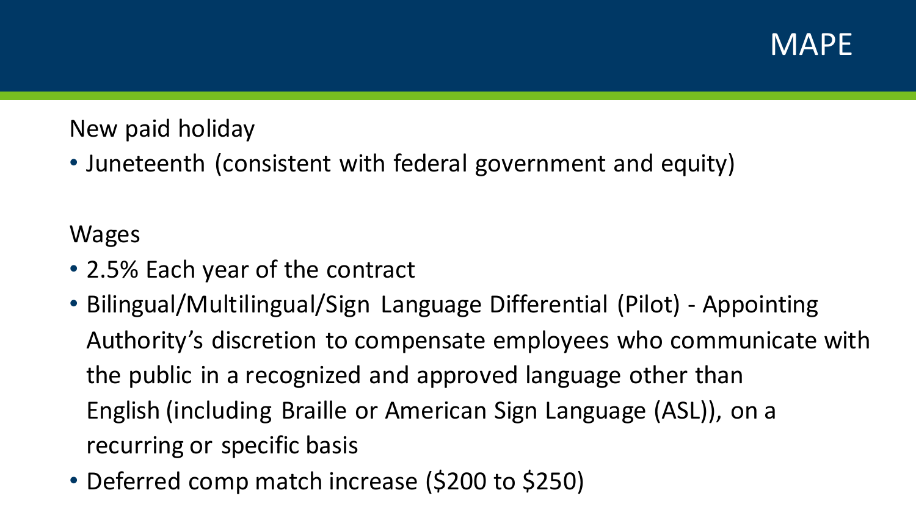# MAPE

New paid holiday

- Juneteenth (consistent with federal government and equity)

Wages

- 2.5% Each year of the contract
- Bilingual/Multilingual/Sign Language Differential (Pilot) - Appointing Authority's discretion to compensate employees who communicate with the public in a recognized and approved language other than English (including Braille or American Sign Language (ASL)), on a recurring or specific basis
- Deferred comp match increase ($200 to $250)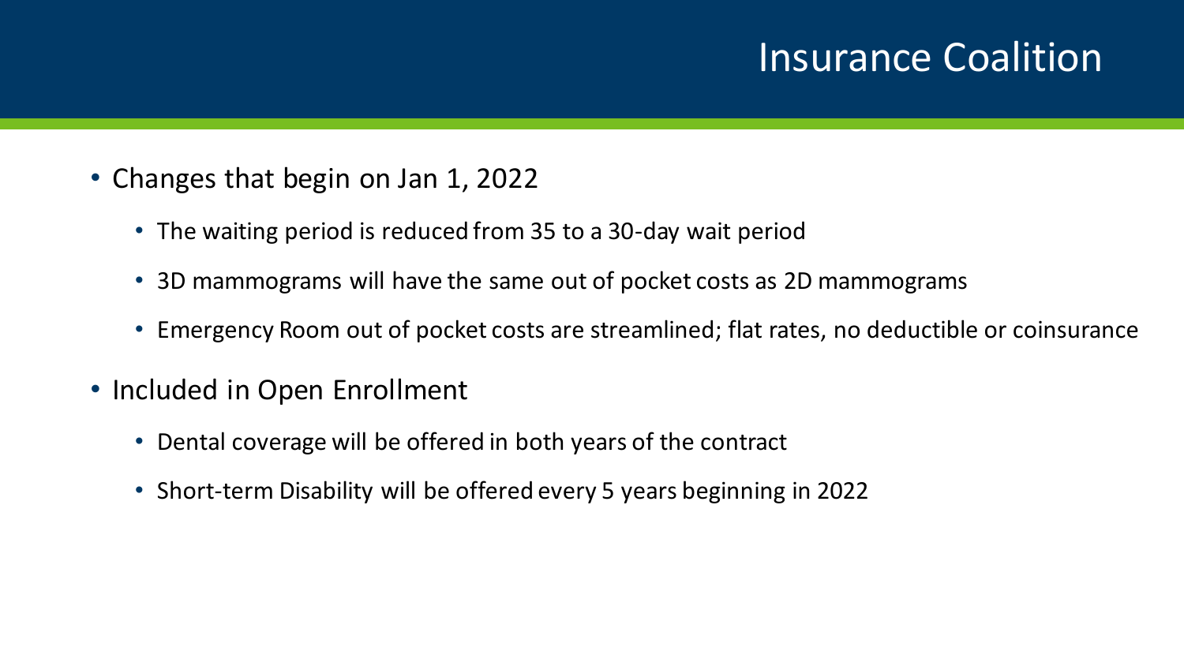# Insurance Coalition

- Changes that begin on Jan 1, 2022
  - The waiting period is reduced from 35 to a 30-day wait period
  - 3D mammograms will have the same out of pocket costs as 2D mammograms
  - Emergency Room out of pocket costs are streamlined; flat rates, no deductible or coinsurance
- Included in Open Enrollment
  - Dental coverage will be offered in both years of the contract
  - Short-term Disability will be offered every 5 years beginning in 2022